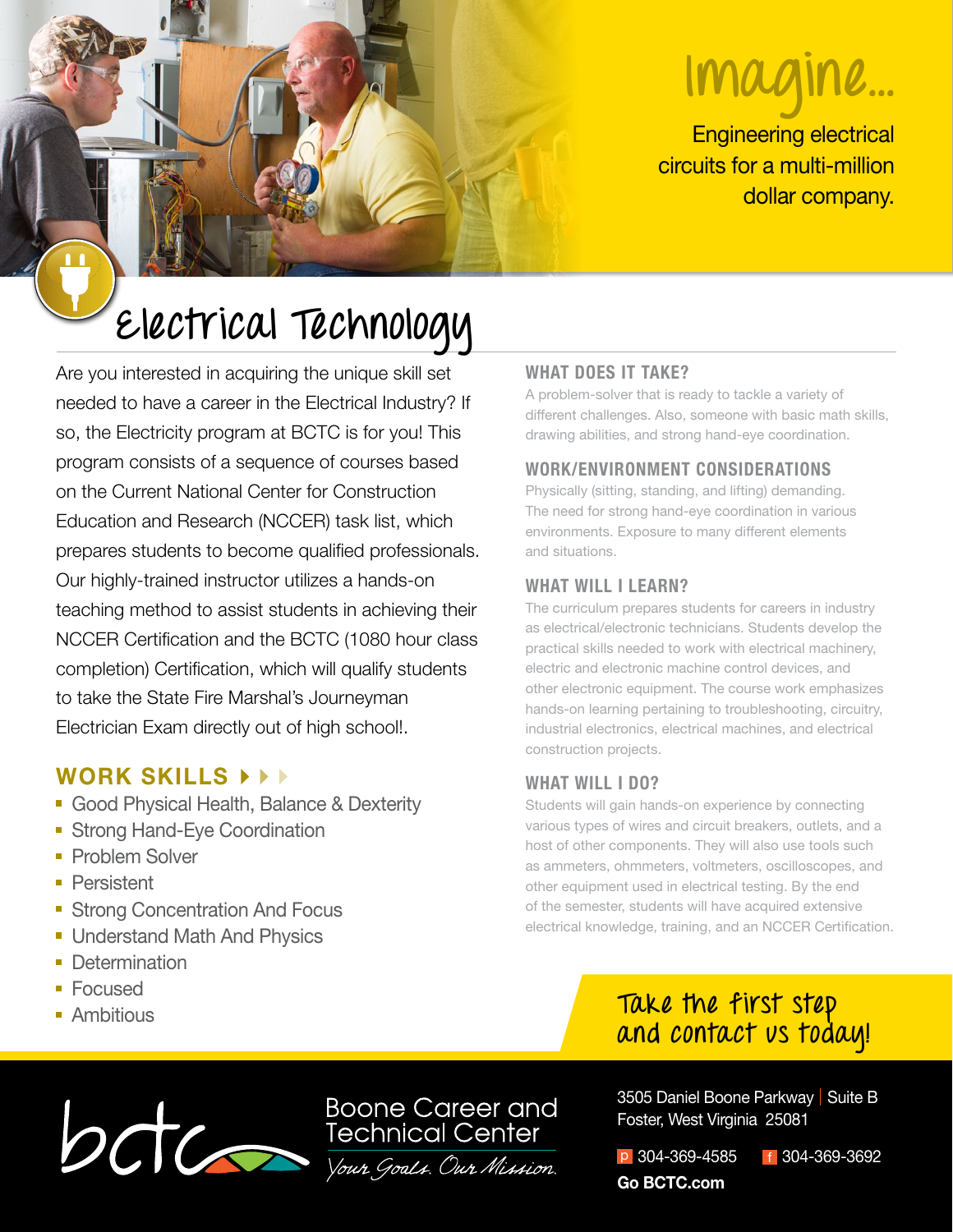# Imagine...

Engineering electrical circuits for a multi-million dollar company.

# Electrical Technology

Are you interested in acquiring the unique skill set needed to have a career in the Electrical Industry? If so, the Electricity program at BCTC is for you! This program consists of a sequence of courses based on the Current National Center for Construction Education and Research (NCCER) task list, which prepares students to become qualified professionals. Our highly-trained instructor utilizes a hands-on teaching method to assist students in achieving their NCCER Certification and the BCTC (1080 hour class completion) Certification, which will qualify students to take the State Fire Marshal's Journeyman Electrician Exam directly out of high school!.

## WORK SKILLS

- Good Physical Health, Balance & Dexterity
- Strong Hand-Eye Coordination
- Problem Solver
- Persistent
- Strong Concentration And Focus
- Understand Math And Physics
- Determination
- Focused
- Ambitious

### WHAT DOES IT TAKE?

A problem-solver that is ready to tackle a variety of different challenges. Also, someone with basic math skills, drawing abilities, and strong hand-eye coordination.

### WORK/ENVIRONMENT CONSIDERATIONS

Physically (sitting, standing, and lifting) demanding. The need for strong hand-eye coordination in various environments. Exposure to many different elements and situations.

### WHAT WILL I LEARN?

The curriculum prepares students for careers in industry as electrical/electronic technicians. Students develop the practical skills needed to work with electrical machinery, electric and electronic machine control devices, and other electronic equipment. The course work emphasizes hands-on learning pertaining to troubleshooting, circuitry, industrial electronics, electrical machines, and electrical construction projects.

### WHAT WILL I DO?

Students will gain hands-on experience by connecting various types of wires and circuit breakers, outlets, and a host of other components. They will also use tools such as ammeters, ohmmeters, voltmeters, oscilloscopes, and other equipment used in electrical testing. By the end of the semester, students will have acquired extensive electrical knowledge, training, and an NCCER Certification.

## Take the first step and contact us today!

bctc
Boone Career and Technical Center
*Your Goals. Our Mission.*

3505 Daniel Boone Parkway | Suite B
Foster, West Virginia 25081

p 304-369-4585 f 304-369-3692

**Go BCTC.com**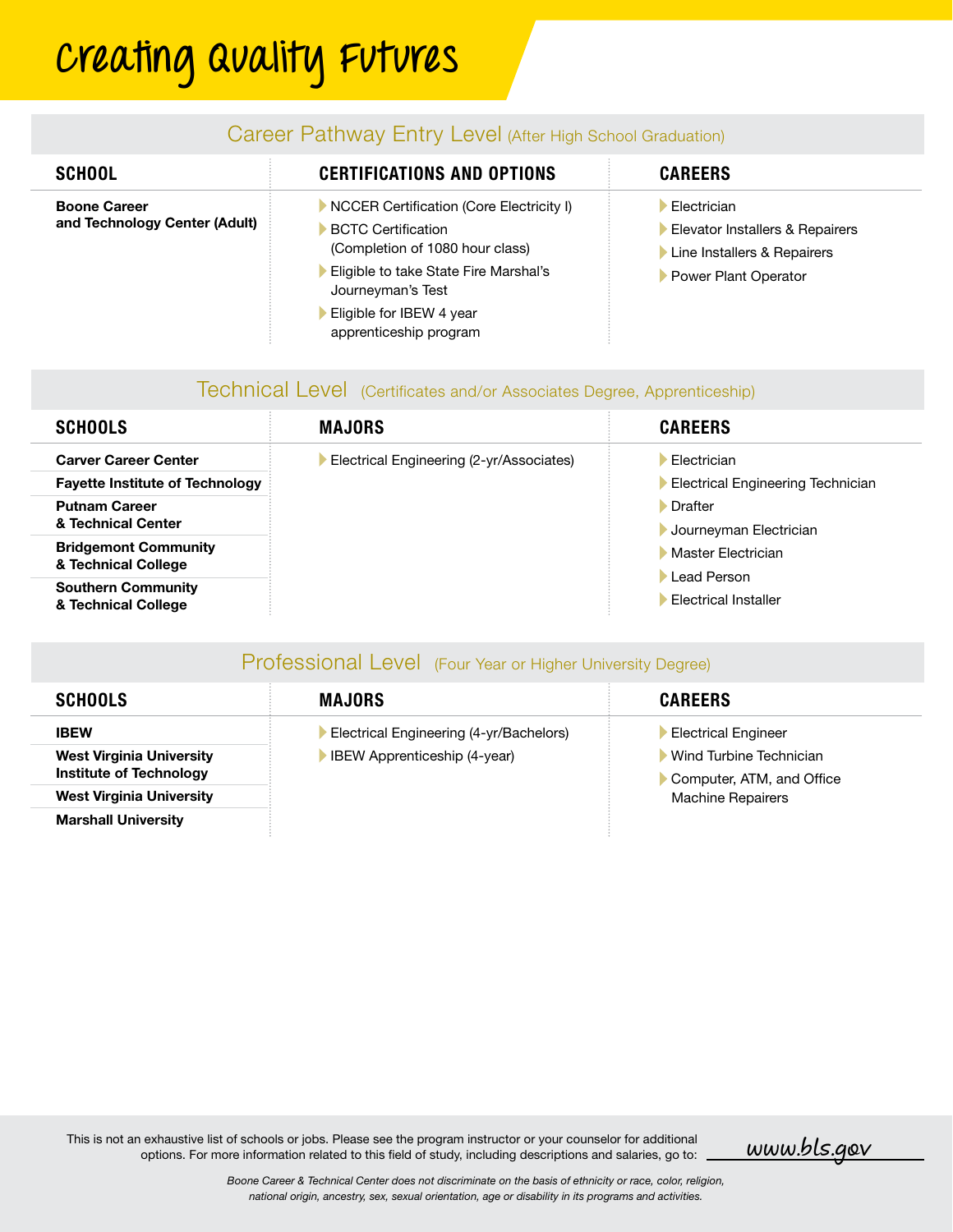# Creating Quality Futures

## Career Pathway Entry Level (After High School Graduation)

| SCHOOL | CERTIFICATIONS AND OPTIONS | CAREERS |
|---|---|---|
| **Boone Career and Technology Center (Adult)** | NCCER Certification (Core Electricity I)<br>BCTC Certification (Completion of 1080 hour class)<br>Eligible to take State Fire Marshal's Journeyman's Test<br>Eligible for IBEW 4 year apprenticeship program | Electrician<br>Elevator Installers & Repairers<br>Line Installers & Repairers<br>Power Plant Operator |

## Technical Level (Certificates and/or Associates Degree, Apprenticeship)

| SCHOOLS | MAJORS | CAREERS |
|---|---|---|
| **Carver Career Center**<br>**Fayette Institute of Technology**<br>**Putnam Career & Technical Center**<br>**Bridgemont Community & Technical College**<br>**Southern Community & Technical College** | Electrical Engineering (2-yr/Associates) | Electrician<br>Electrical Engineering Technician<br>Drafter<br>Journeyman Electrician<br>Master Electrician<br>Lead Person<br>Electrical Installer |

## Professional Level (Four Year or Higher University Degree)

| SCHOOLS | MAJORS | CAREERS |
|---|---|---|
| **IBEW**<br>**West Virginia University Institute of Technology**<br>**West Virginia University**<br>**Marshall University** | Electrical Engineering (4-yr/Bachelors)<br>IBEW Apprenticeship (4-year) | Electrical Engineer<br>Wind Turbine Technician<br>Computer, ATM, and Office Machine Repairers |

This is not an exhaustive list of schools or jobs. Please see the program instructor or your counselor for additional options. For more information related to this field of study, including descriptions and salaries, go to: www.bls.gov

*Boone Career & Technical Center does not discriminate on the basis of ethnicity or race, color, religion, national origin, ancestry, sex, sexual orientation, age or disability in its programs and activities.*